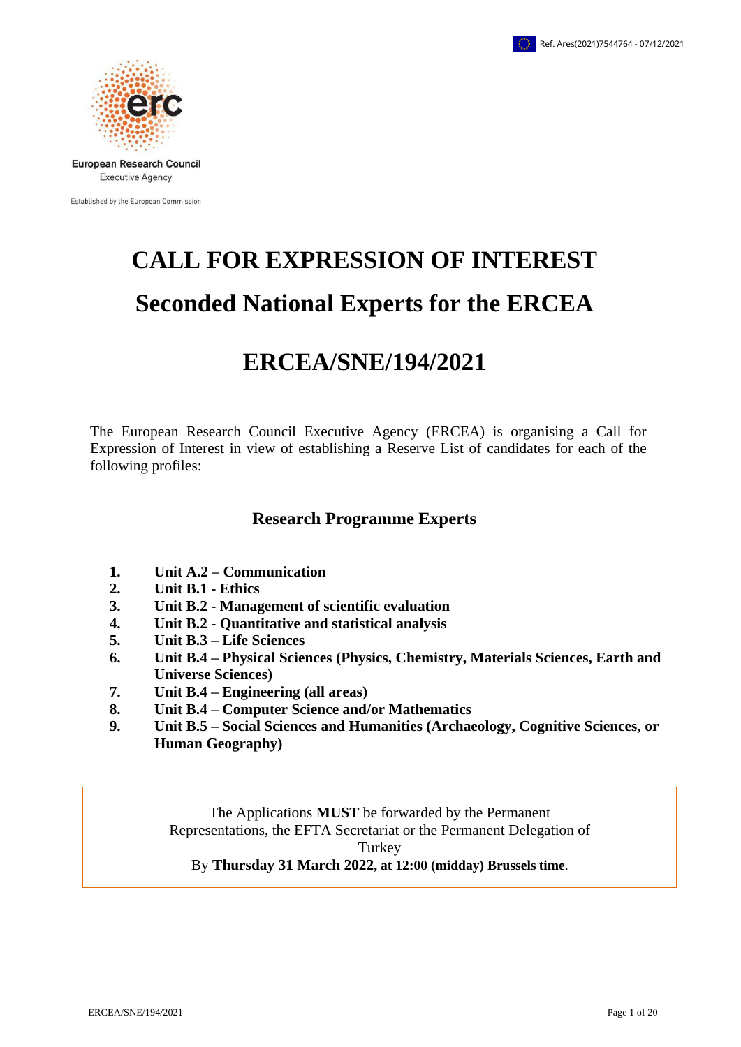Ref. Ares(2021)7544764 - 07/12/2021

European Research Council
Executive Agency

Established by the European Commission

# CALL FOR EXPRESSION OF INTEREST

# Seconded National Experts for the ERCEA

# ERCEA/SNE/194/2021

The European Research Council Executive Agency (ERCEA) is organising a Call for Expression of Interest in view of establishing a Reserve List of candidates for each of the following profiles:

## Research Programme Experts

1. **Unit A.2 – Communication**
2. **Unit B.1 - Ethics**
3. **Unit B.2 - Management of scientific evaluation**
4. **Unit B.2 - Quantitative and statistical analysis**
5. **Unit B.3 – Life Sciences**
6. **Unit B.4 – Physical Sciences (Physics, Chemistry, Materials Sciences, Earth and Universe Sciences)**
7. **Unit B.4 – Engineering (all areas)**
8. **Unit B.4 – Computer Science and/or Mathematics**
9. **Unit B.5 – Social Sciences and Humanities (Archaeology, Cognitive Sciences, or Human Geography)**

The Applications **MUST** be forwarded by the Permanent Representations, the EFTA Secretariat or the Permanent Delegation of Turkey
By **Thursday 31 March 2022, at 12:00 (midday) Brussels time**.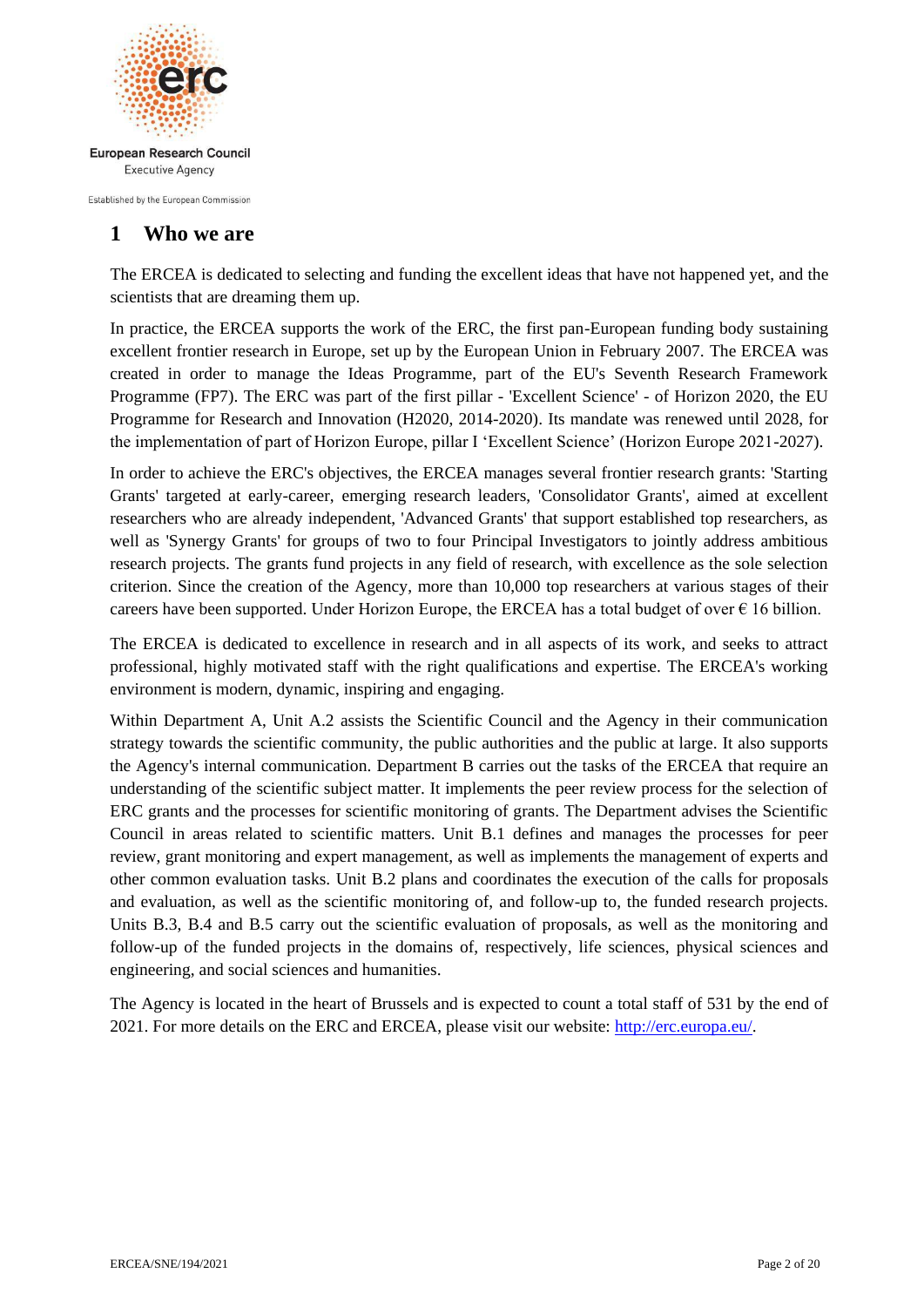European Research Council
Executive Agency

Established by the European Commission

# 1 Who we are

The ERCEA is dedicated to selecting and funding the excellent ideas that have not happened yet, and the scientists that are dreaming them up.

In practice, the ERCEA supports the work of the ERC, the first pan-European funding body sustaining excellent frontier research in Europe, set up by the European Union in February 2007. The ERCEA was created in order to manage the Ideas Programme, part of the EU's Seventh Research Framework Programme (FP7). The ERC was part of the first pillar - 'Excellent Science' - of Horizon 2020, the EU Programme for Research and Innovation (H2020, 2014-2020). Its mandate was renewed until 2028, for the implementation of part of Horizon Europe, pillar I 'Excellent Science' (Horizon Europe 2021-2027).

In order to achieve the ERC's objectives, the ERCEA manages several frontier research grants: 'Starting Grants' targeted at early-career, emerging research leaders, 'Consolidator Grants', aimed at excellent researchers who are already independent, 'Advanced Grants' that support established top researchers, as well as 'Synergy Grants' for groups of two to four Principal Investigators to jointly address ambitious research projects. The grants fund projects in any field of research, with excellence as the sole selection criterion. Since the creation of the Agency, more than 10,000 top researchers at various stages of their careers have been supported. Under Horizon Europe, the ERCEA has a total budget of over € 16 billion.

The ERCEA is dedicated to excellence in research and in all aspects of its work, and seeks to attract professional, highly motivated staff with the right qualifications and expertise. The ERCEA's working environment is modern, dynamic, inspiring and engaging.

Within Department A, Unit A.2 assists the Scientific Council and the Agency in their communication strategy towards the scientific community, the public authorities and the public at large. It also supports the Agency's internal communication. Department B carries out the tasks of the ERCEA that require an understanding of the scientific subject matter. It implements the peer review process for the selection of ERC grants and the processes for scientific monitoring of grants. The Department advises the Scientific Council in areas related to scientific matters. Unit B.1 defines and manages the processes for peer review, grant monitoring and expert management, as well as implements the management of experts and other common evaluation tasks. Unit B.2 plans and coordinates the execution of the calls for proposals and evaluation, as well as the scientific monitoring of, and follow-up to, the funded research projects. Units B.3, B.4 and B.5 carry out the scientific evaluation of proposals, as well as the monitoring and follow-up of the funded projects in the domains of, respectively, life sciences, physical sciences and engineering, and social sciences and humanities.

The Agency is located in the heart of Brussels and is expected to count a total staff of 531 by the end of 2021. For more details on the ERC and ERCEA, please visit our website: [http://erc.europa.eu/](http://erc.europa.eu/).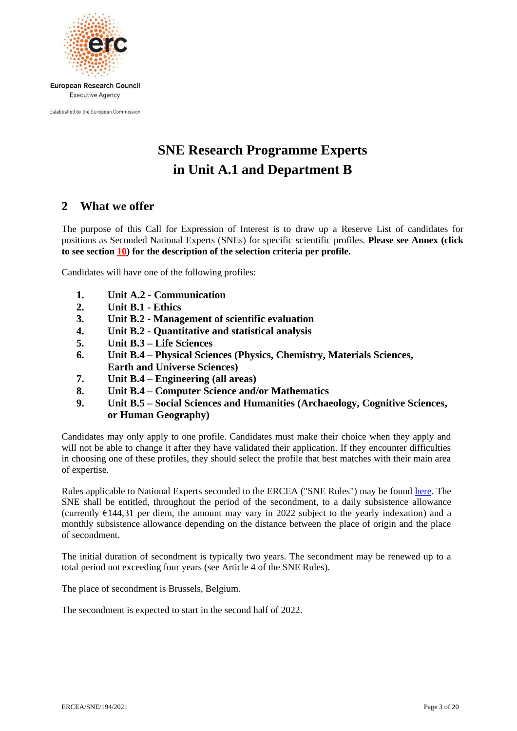# SNE Research Programme Experts in Unit A.1 and Department B

## 2 What we offer

The purpose of this Call for Expression of Interest is to draw up a Reserve List of candidates for positions as Seconded National Experts (SNEs) for specific scientific profiles. **Please see Annex (click to see section 10) for the description of the selection criteria per profile.**

Candidates will have one of the following profiles:

1. **Unit A.2 - Communication**
2. **Unit B.1 - Ethics**
3. **Unit B.2 - Management of scientific evaluation**
4. **Unit B.2 - Quantitative and statistical analysis**
5. **Unit B.3 – Life Sciences**
6. **Unit B.4 – Physical Sciences (Physics, Chemistry, Materials Sciences, Earth and Universe Sciences)**
7. **Unit B.4 – Engineering (all areas)**
8. **Unit B.4 – Computer Science and/or Mathematics**
9. **Unit B.5 – Social Sciences and Humanities (Archaeology, Cognitive Sciences, or Human Geography)**

Candidates may only apply to one profile. Candidates must make their choice when they apply and will not be able to change it after they have validated their application. If they encounter difficulties in choosing one of these profiles, they should select the profile that best matches with their main area of expertise.

Rules applicable to National Experts seconded to the ERCEA ("SNE Rules") may be found here. The SNE shall be entitled, throughout the period of the secondment, to a daily subsistence allowance (currently €144,31 per diem, the amount may vary in 2022 subject to the yearly indexation) and a monthly subsistence allowance depending on the distance between the place of origin and the place of secondment.

The initial duration of secondment is typically two years. The secondment may be renewed up to a total period not exceeding four years (see Article 4 of the SNE Rules).

The place of secondment is Brussels, Belgium.

The secondment is expected to start in the second half of 2022.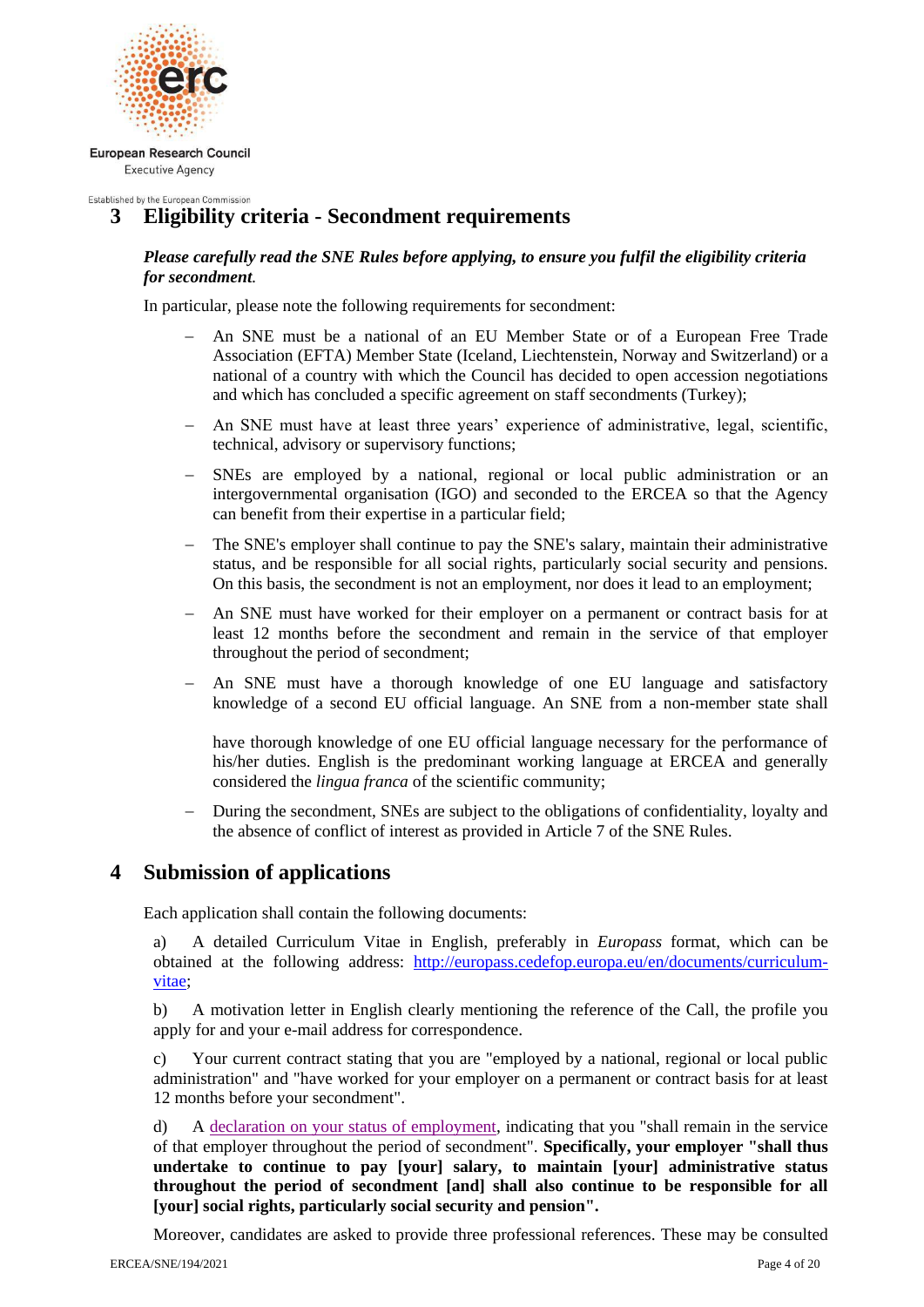## 3 Eligibility criteria - Secondment requirements

***Please carefully read the SNE Rules before applying, to ensure you fulfil the eligibility criteria for secondment.***

In particular, please note the following requirements for secondment:

- An SNE must be a national of an EU Member State or of a European Free Trade Association (EFTA) Member State (Iceland, Liechtenstein, Norway and Switzerland) or a national of a country with which the Council has decided to open accession negotiations and which has concluded a specific agreement on staff secondments (Turkey);
- An SNE must have at least three years' experience of administrative, legal, scientific, technical, advisory or supervisory functions;
- SNEs are employed by a national, regional or local public administration or an intergovernmental organisation (IGO) and seconded to the ERCEA so that the Agency can benefit from their expertise in a particular field;
- The SNE's employer shall continue to pay the SNE's salary, maintain their administrative status, and be responsible for all social rights, particularly social security and pensions. On this basis, the secondment is not an employment, nor does it lead to an employment;
- An SNE must have worked for their employer on a permanent or contract basis for at least 12 months before the secondment and remain in the service of that employer throughout the period of secondment;
- An SNE must have a thorough knowledge of one EU language and satisfactory knowledge of a second EU official language. An SNE from a non-member state shall have thorough knowledge of one EU official language necessary for the performance of his/her duties. English is the predominant working language at ERCEA and generally considered the *lingua franca* of the scientific community;
- During the secondment, SNEs are subject to the obligations of confidentiality, loyalty and the absence of conflict of interest as provided in Article 7 of the SNE Rules.

## 4 Submission of applications

Each application shall contain the following documents:

a) A detailed Curriculum Vitae in English, preferably in *Europass* format, which can be obtained at the following address: http://europass.cedefop.europa.eu/en/documents/curriculum-vitae;

b) A motivation letter in English clearly mentioning the reference of the Call, the profile you apply for and your e-mail address for correspondence.

c) Your current contract stating that you are "employed by a national, regional or local public administration" and "have worked for your employer on a permanent or contract basis for at least 12 months before your secondment".

d) A declaration on your status of employment, indicating that you "shall remain in the service of that employer throughout the period of secondment". **Specifically, your employer "shall thus undertake to continue to pay [your] salary, to maintain [your] administrative status throughout the period of secondment [and] shall also continue to be responsible for all [your] social rights, particularly social security and pension".**

Moreover, candidates are asked to provide three professional references. These may be consulted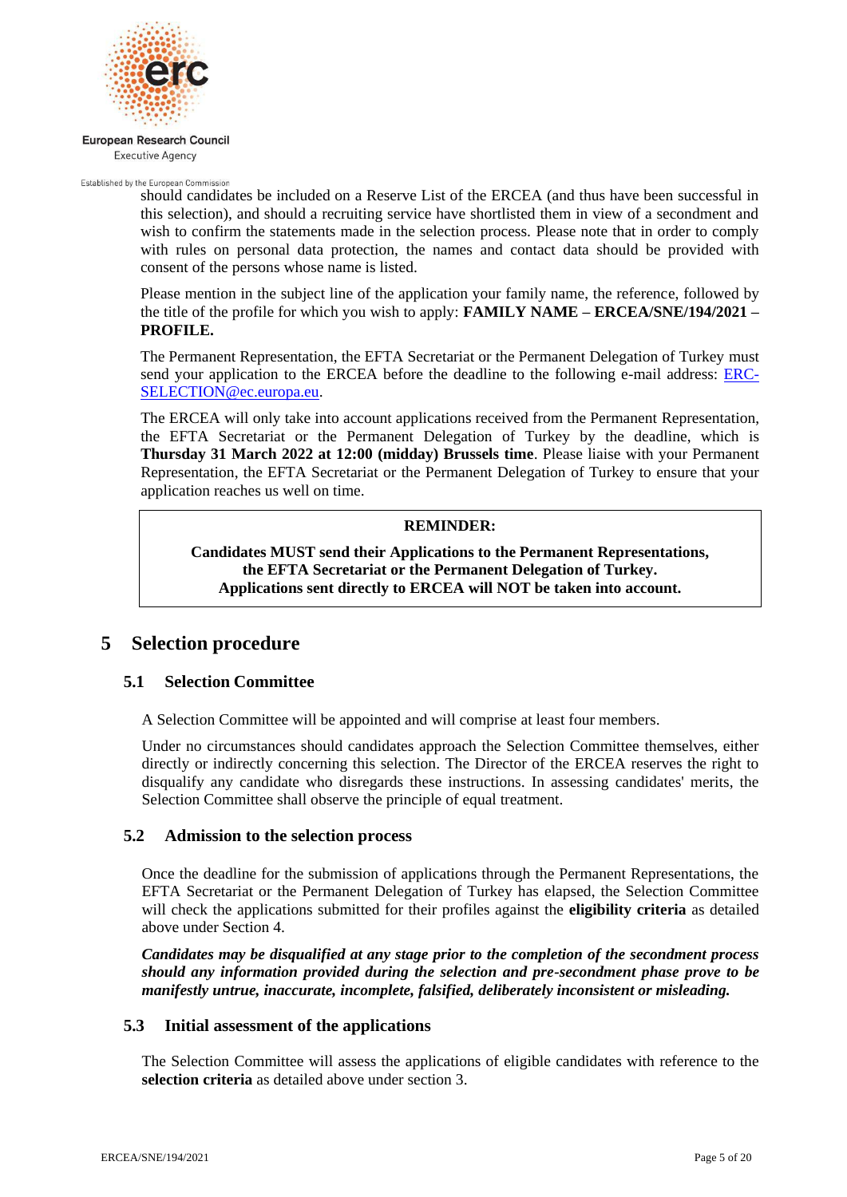should candidates be included on a Reserve List of the ERCEA (and thus have been successful in this selection), and should a recruiting service have shortlisted them in view of a secondment and wish to confirm the statements made in the selection process. Please note that in order to comply with rules on personal data protection, the names and contact data should be provided with consent of the persons whose name is listed.

Please mention in the subject line of the application your family name, the reference, followed by the title of the profile for which you wish to apply: **FAMILY NAME – ERCEA/SNE/194/2021 – PROFILE.**

The Permanent Representation, the EFTA Secretariat or the Permanent Delegation of Turkey must send your application to the ERCEA before the deadline to the following e-mail address: [ERC-SELECTION@ec.europa.eu](mailto:ERC-SELECTION@ec.europa.eu).

The ERCEA will only take into account applications received from the Permanent Representation, the EFTA Secretariat or the Permanent Delegation of Turkey by the deadline, which is **Thursday 31 March 2022 at 12:00 (midday) Brussels time**. Please liaise with your Permanent Representation, the EFTA Secretariat or the Permanent Delegation of Turkey to ensure that your application reaches us well on time.

> **REMINDER:**
>
> **Candidates MUST send their Applications to the Permanent Representations, the EFTA Secretariat or the Permanent Delegation of Turkey. Applications sent directly to ERCEA will NOT be taken into account.**

# 5 Selection procedure

## 5.1 Selection Committee

A Selection Committee will be appointed and will comprise at least four members.

Under no circumstances should candidates approach the Selection Committee themselves, either directly or indirectly concerning this selection. The Director of the ERCEA reserves the right to disqualify any candidate who disregards these instructions. In assessing candidates' merits, the Selection Committee shall observe the principle of equal treatment.

## 5.2 Admission to the selection process

Once the deadline for the submission of applications through the Permanent Representations, the EFTA Secretariat or the Permanent Delegation of Turkey has elapsed, the Selection Committee will check the applications submitted for their profiles against the **eligibility criteria** as detailed above under Section 4.

***Candidates may be disqualified at any stage prior to the completion of the secondment process should any information provided during the selection and pre-secondment phase prove to be manifestly untrue, inaccurate, incomplete, falsified, deliberately inconsistent or misleading.***

## 5.3 Initial assessment of the applications

The Selection Committee will assess the applications of eligible candidates with reference to the **selection criteria** as detailed above under section 3.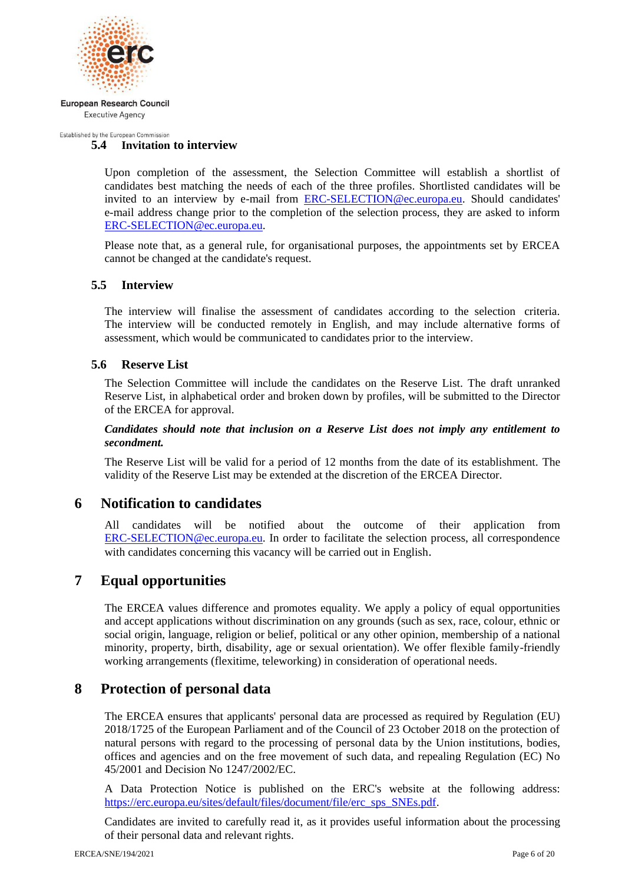### 5.4 Invitation to interview

Upon completion of the assessment, the Selection Committee will establish a shortlist of candidates best matching the needs of each of the three profiles. Shortlisted candidates will be invited to an interview by e-mail from ERC-SELECTION@ec.europa.eu. Should candidates' e-mail address change prior to the completion of the selection process, they are asked to inform ERC-SELECTION@ec.europa.eu.

Please note that, as a general rule, for organisational purposes, the appointments set by ERCEA cannot be changed at the candidate's request.

### 5.5 Interview

The interview will finalise the assessment of candidates according to the selection criteria. The interview will be conducted remotely in English, and may include alternative forms of assessment, which would be communicated to candidates prior to the interview.

### 5.6 Reserve List

The Selection Committee will include the candidates on the Reserve List. The draft unranked Reserve List, in alphabetical order and broken down by profiles, will be submitted to the Director of the ERCEA for approval.

***Candidates should note that inclusion on a Reserve List does not imply any entitlement to secondment.***

The Reserve List will be valid for a period of 12 months from the date of its establishment. The validity of the Reserve List may be extended at the discretion of the ERCEA Director.

## 6 Notification to candidates

All candidates will be notified about the outcome of their application from ERC-SELECTION@ec.europa.eu. In order to facilitate the selection process, all correspondence with candidates concerning this vacancy will be carried out in English.

## 7 Equal opportunities

The ERCEA values difference and promotes equality. We apply a policy of equal opportunities and accept applications without discrimination on any grounds (such as sex, race, colour, ethnic or social origin, language, religion or belief, political or any other opinion, membership of a national minority, property, birth, disability, age or sexual orientation). We offer flexible family-friendly working arrangements (flexitime, teleworking) in consideration of operational needs.

## 8 Protection of personal data

The ERCEA ensures that applicants' personal data are processed as required by Regulation (EU) 2018/1725 of the European Parliament and of the Council of 23 October 2018 on the protection of natural persons with regard to the processing of personal data by the Union institutions, bodies, offices and agencies and on the free movement of such data, and repealing Regulation (EC) No 45/2001 and Decision No 1247/2002/EC.

A Data Protection Notice is published on the ERC's website at the following address: https://erc.europa.eu/sites/default/files/document/file/erc_sps_SNEs.pdf.

Candidates are invited to carefully read it, as it provides useful information about the processing of their personal data and relevant rights.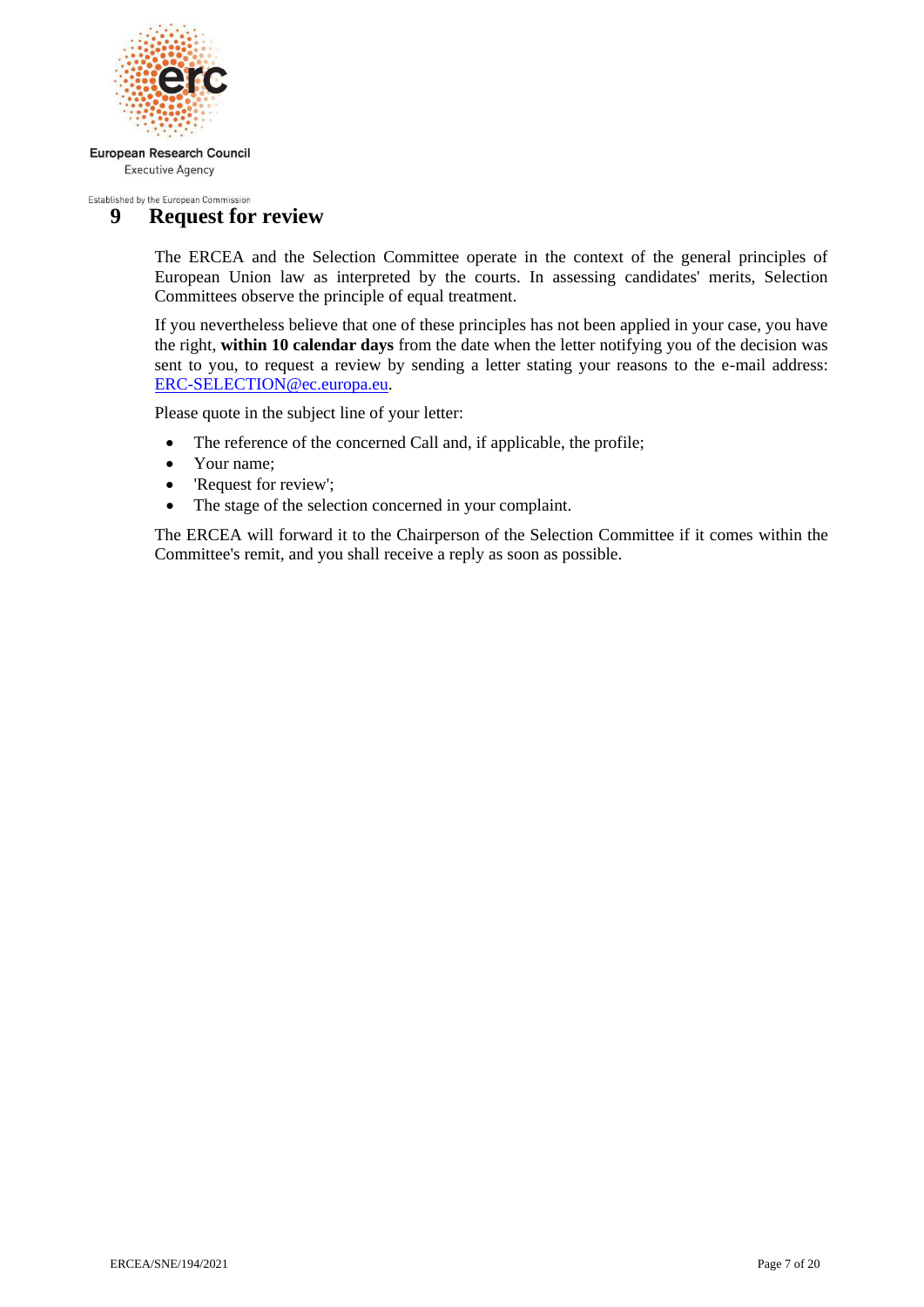## 9 Request for review

The ERCEA and the Selection Committee operate in the context of the general principles of European Union law as interpreted by the courts. In assessing candidates' merits, Selection Committees observe the principle of equal treatment.

If you nevertheless believe that one of these principles has not been applied in your case, you have the right, **within 10 calendar days** from the date when the letter notifying you of the decision was sent to you, to request a review by sending a letter stating your reasons to the e-mail address: ERC-SELECTION@ec.europa.eu.

Please quote in the subject line of your letter:

- The reference of the concerned Call and, if applicable, the profile;
- Your name;
- 'Request for review';
- The stage of the selection concerned in your complaint.

The ERCEA will forward it to the Chairperson of the Selection Committee if it comes within the Committee's remit, and you shall receive a reply as soon as possible.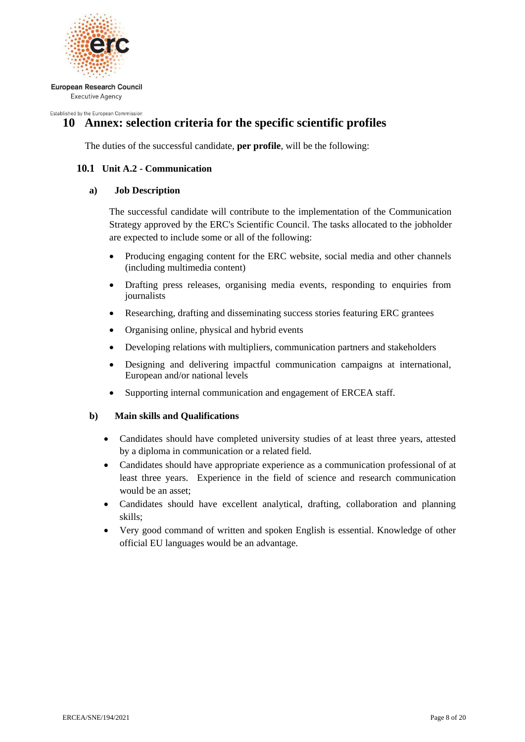# 10 Annex: selection criteria for the specific scientific profiles

The duties of the successful candidate, **per profile**, will be the following:

## 10.1 Unit A.2 - Communication

### a) Job Description

The successful candidate will contribute to the implementation of the Communication Strategy approved by the ERC's Scientific Council. The tasks allocated to the jobholder are expected to include some or all of the following:

- Producing engaging content for the ERC website, social media and other channels (including multimedia content)
- Drafting press releases, organising media events, responding to enquiries from journalists
- Researching, drafting and disseminating success stories featuring ERC grantees
- Organising online, physical and hybrid events
- Developing relations with multipliers, communication partners and stakeholders
- Designing and delivering impactful communication campaigns at international, European and/or national levels
- Supporting internal communication and engagement of ERCEA staff.

### b) Main skills and Qualifications

- Candidates should have completed university studies of at least three years, attested by a diploma in communication or a related field.
- Candidates should have appropriate experience as a communication professional of at least three years. Experience in the field of science and research communication would be an asset;
- Candidates should have excellent analytical, drafting, collaboration and planning skills;
- Very good command of written and spoken English is essential. Knowledge of other official EU languages would be an advantage.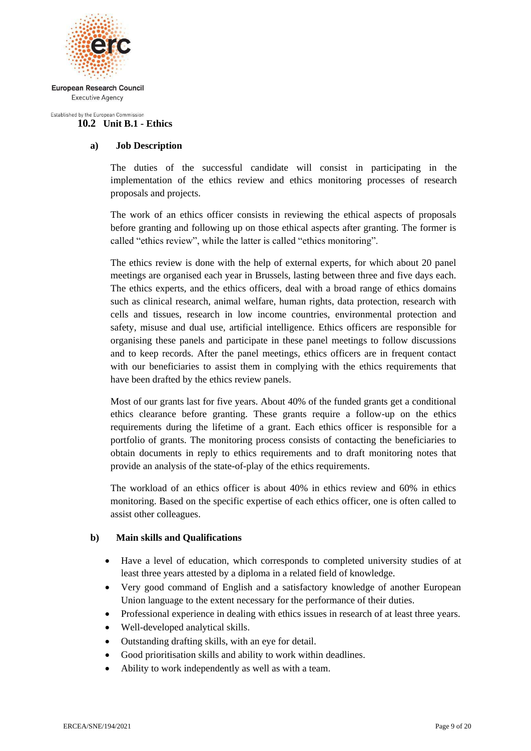### 10.2 Unit B.1 - Ethics

#### a) Job Description

The duties of the successful candidate will consist in participating in the implementation of the ethics review and ethics monitoring processes of research proposals and projects.

The work of an ethics officer consists in reviewing the ethical aspects of proposals before granting and following up on those ethical aspects after granting. The former is called "ethics review", while the latter is called "ethics monitoring".

The ethics review is done with the help of external experts, for which about 20 panel meetings are organised each year in Brussels, lasting between three and five days each. The ethics experts, and the ethics officers, deal with a broad range of ethics domains such as clinical research, animal welfare, human rights, data protection, research with cells and tissues, research in low income countries, environmental protection and safety, misuse and dual use, artificial intelligence. Ethics officers are responsible for organising these panels and participate in these panel meetings to follow discussions and to keep records. After the panel meetings, ethics officers are in frequent contact with our beneficiaries to assist them in complying with the ethics requirements that have been drafted by the ethics review panels.

Most of our grants last for five years. About 40% of the funded grants get a conditional ethics clearance before granting. These grants require a follow-up on the ethics requirements during the lifetime of a grant. Each ethics officer is responsible for a portfolio of grants. The monitoring process consists of contacting the beneficiaries to obtain documents in reply to ethics requirements and to draft monitoring notes that provide an analysis of the state-of-play of the ethics requirements.

The workload of an ethics officer is about 40% in ethics review and 60% in ethics monitoring. Based on the specific expertise of each ethics officer, one is often called to assist other colleagues.

#### b) Main skills and Qualifications

- Have a level of education, which corresponds to completed university studies of at least three years attested by a diploma in a related field of knowledge.
- Very good command of English and a satisfactory knowledge of another European Union language to the extent necessary for the performance of their duties.
- Professional experience in dealing with ethics issues in research of at least three years.
- Well-developed analytical skills.
- Outstanding drafting skills, with an eye for detail.
- Good prioritisation skills and ability to work within deadlines.
- Ability to work independently as well as with a team.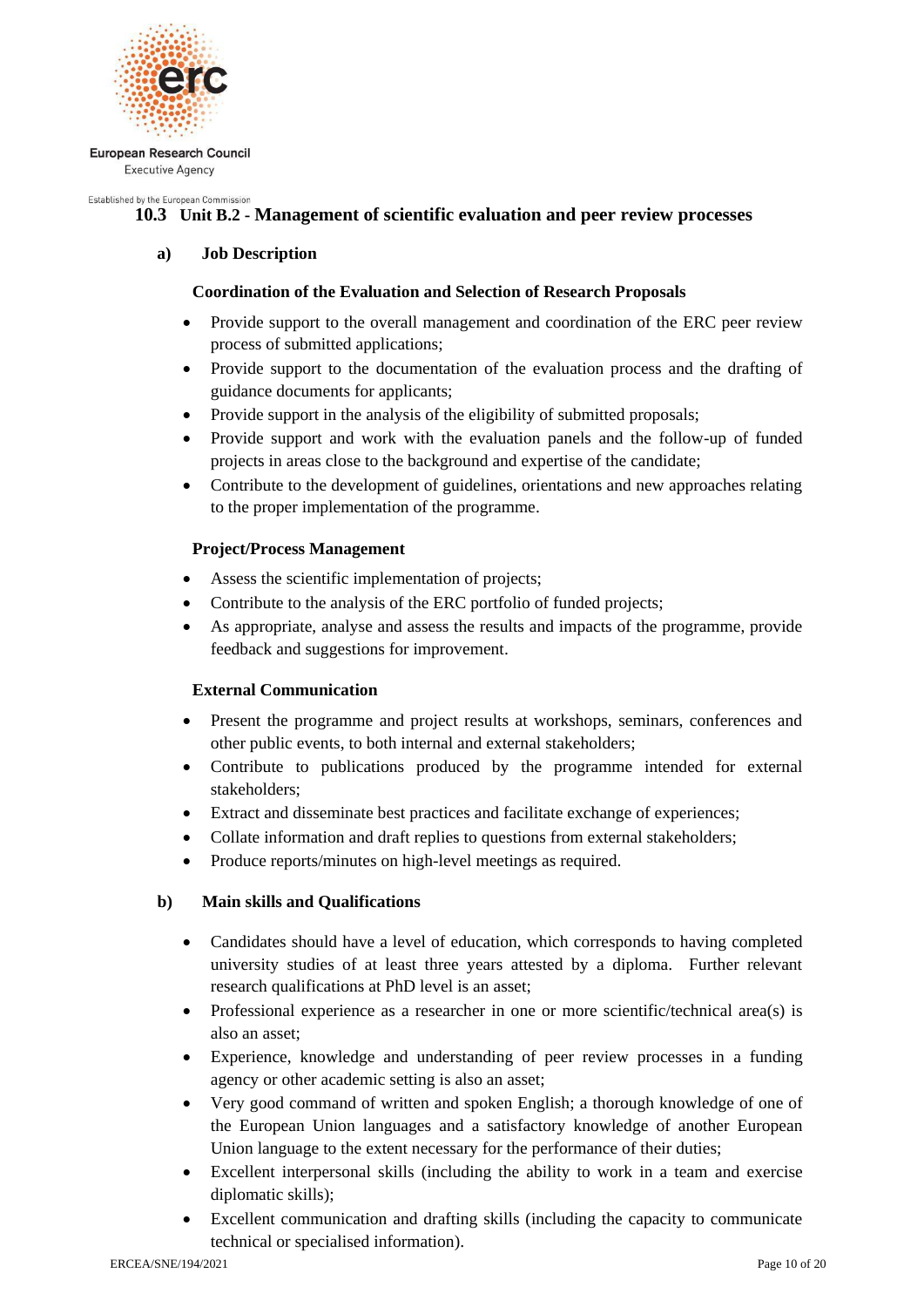## 10.3 Unit B.2 - Management of scientific evaluation and peer review processes

### a) Job Description

**Coordination of the Evaluation and Selection of Research Proposals**

- Provide support to the overall management and coordination of the ERC peer review process of submitted applications;
- Provide support to the documentation of the evaluation process and the drafting of guidance documents for applicants;
- Provide support in the analysis of the eligibility of submitted proposals;
- Provide support and work with the evaluation panels and the follow-up of funded projects in areas close to the background and expertise of the candidate;
- Contribute to the development of guidelines, orientations and new approaches relating to the proper implementation of the programme.

**Project/Process Management**

- Assess the scientific implementation of projects;
- Contribute to the analysis of the ERC portfolio of funded projects;
- As appropriate, analyse and assess the results and impacts of the programme, provide feedback and suggestions for improvement.

**External Communication**

- Present the programme and project results at workshops, seminars, conferences and other public events, to both internal and external stakeholders;
- Contribute to publications produced by the programme intended for external stakeholders;
- Extract and disseminate best practices and facilitate exchange of experiences;
- Collate information and draft replies to questions from external stakeholders;
- Produce reports/minutes on high-level meetings as required.

### b) Main skills and Qualifications

- Candidates should have a level of education, which corresponds to having completed university studies of at least three years attested by a diploma. Further relevant research qualifications at PhD level is an asset;
- Professional experience as a researcher in one or more scientific/technical area(s) is also an asset;
- Experience, knowledge and understanding of peer review processes in a funding agency or other academic setting is also an asset;
- Very good command of written and spoken English; a thorough knowledge of one of the European Union languages and a satisfactory knowledge of another European Union language to the extent necessary for the performance of their duties;
- Excellent interpersonal skills (including the ability to work in a team and exercise diplomatic skills);
- Excellent communication and drafting skills (including the capacity to communicate technical or specialised information).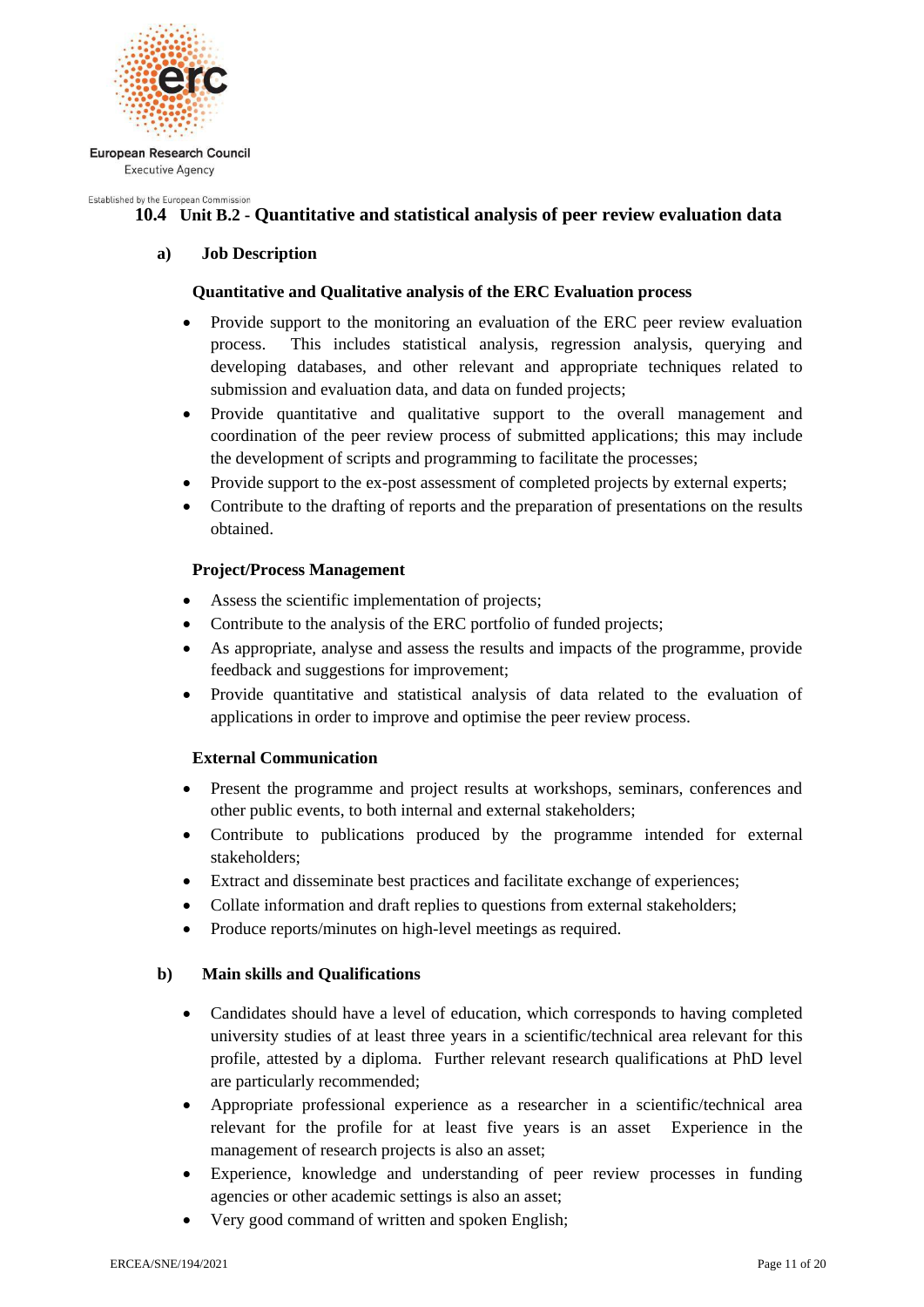## 10.4 Unit B.2 - Quantitative and statistical analysis of peer review evaluation data

### a) Job Description

**Quantitative and Qualitative analysis of the ERC Evaluation process**

- Provide support to the monitoring an evaluation of the ERC peer review evaluation process. This includes statistical analysis, regression analysis, querying and developing databases, and other relevant and appropriate techniques related to submission and evaluation data, and data on funded projects;
- Provide quantitative and qualitative support to the overall management and coordination of the peer review process of submitted applications; this may include the development of scripts and programming to facilitate the processes;
- Provide support to the ex-post assessment of completed projects by external experts;
- Contribute to the drafting of reports and the preparation of presentations on the results obtained.

**Project/Process Management**

- Assess the scientific implementation of projects;
- Contribute to the analysis of the ERC portfolio of funded projects;
- As appropriate, analyse and assess the results and impacts of the programme, provide feedback and suggestions for improvement;
- Provide quantitative and statistical analysis of data related to the evaluation of applications in order to improve and optimise the peer review process.

**External Communication**

- Present the programme and project results at workshops, seminars, conferences and other public events, to both internal and external stakeholders;
- Contribute to publications produced by the programme intended for external stakeholders;
- Extract and disseminate best practices and facilitate exchange of experiences;
- Collate information and draft replies to questions from external stakeholders;
- Produce reports/minutes on high-level meetings as required.

### b) Main skills and Qualifications

- Candidates should have a level of education, which corresponds to having completed university studies of at least three years in a scientific/technical area relevant for this profile, attested by a diploma. Further relevant research qualifications at PhD level are particularly recommended;
- Appropriate professional experience as a researcher in a scientific/technical area relevant for the profile for at least five years is an asset Experience in the management of research projects is also an asset;
- Experience, knowledge and understanding of peer review processes in funding agencies or other academic settings is also an asset;
- Very good command of written and spoken English;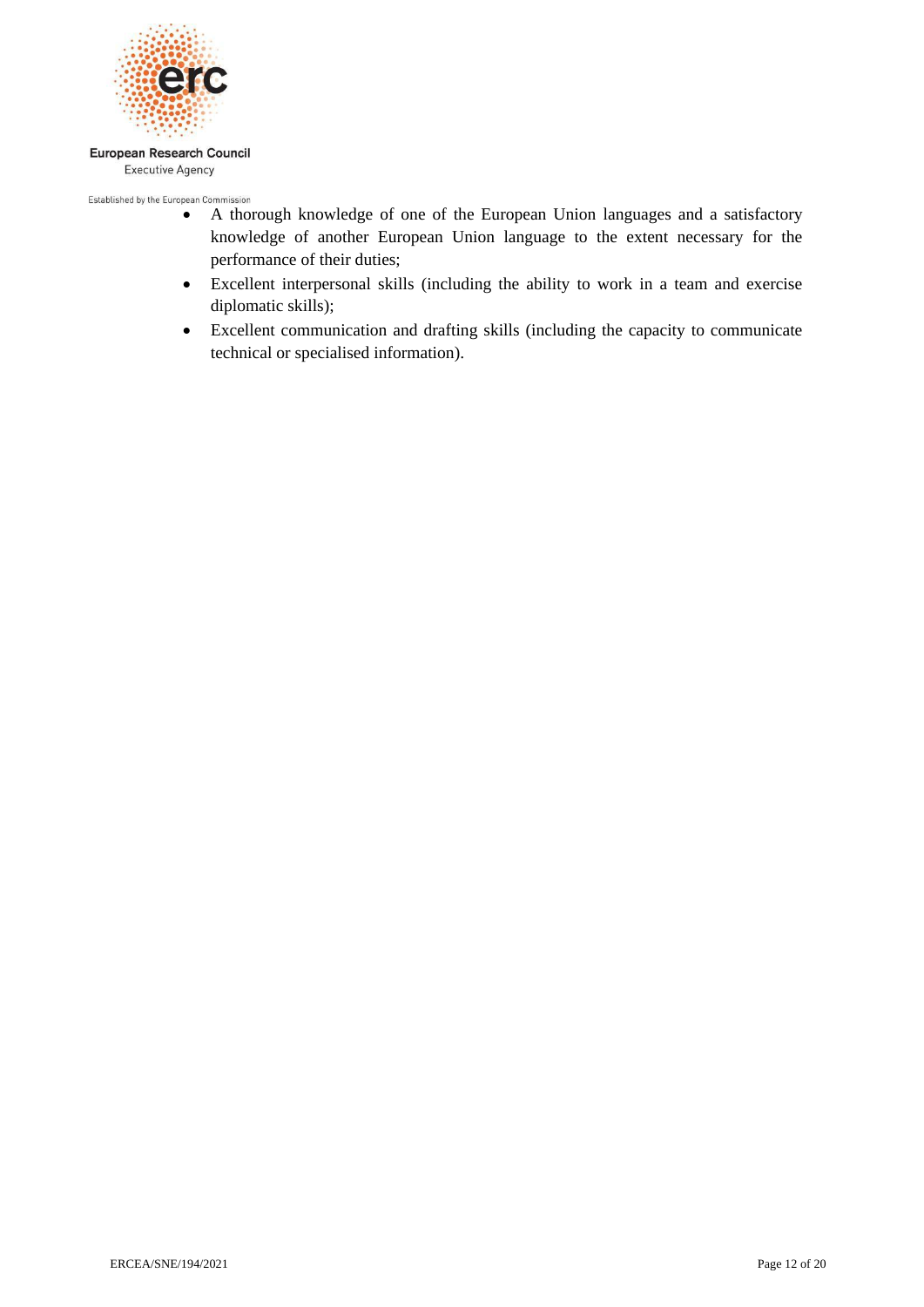- A thorough knowledge of one of the European Union languages and a satisfactory knowledge of another European Union language to the extent necessary for the performance of their duties;
- Excellent interpersonal skills (including the ability to work in a team and exercise diplomatic skills);
- Excellent communication and drafting skills (including the capacity to communicate technical or specialised information).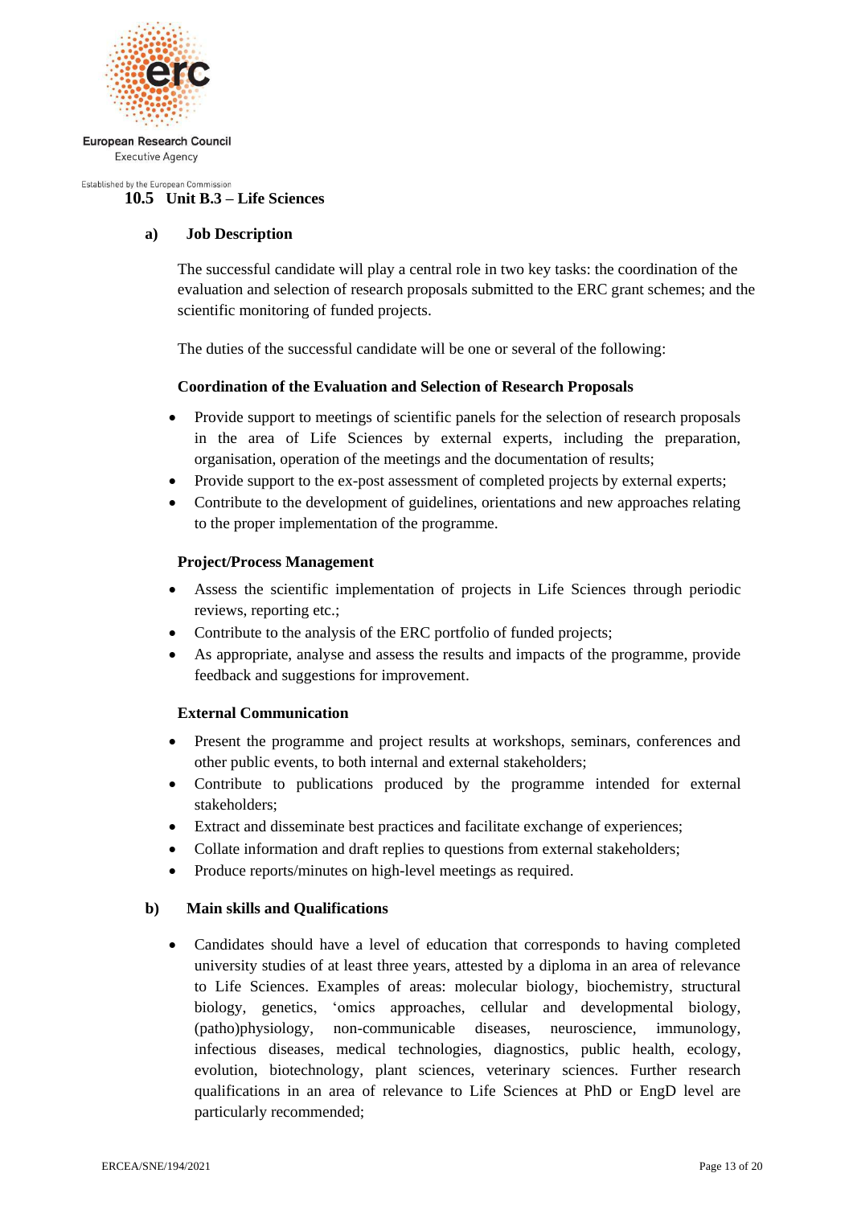### 10.5 Unit B.3 – Life Sciences

**a) Job Description**

The successful candidate will play a central role in two key tasks: the coordination of the evaluation and selection of research proposals submitted to the ERC grant schemes; and the scientific monitoring of funded projects.

The duties of the successful candidate will be one or several of the following:

**Coordination of the Evaluation and Selection of Research Proposals**

- Provide support to meetings of scientific panels for the selection of research proposals in the area of Life Sciences by external experts, including the preparation, organisation, operation of the meetings and the documentation of results;
- Provide support to the ex-post assessment of completed projects by external experts;
- Contribute to the development of guidelines, orientations and new approaches relating to the proper implementation of the programme.

**Project/Process Management**

- Assess the scientific implementation of projects in Life Sciences through periodic reviews, reporting etc.;
- Contribute to the analysis of the ERC portfolio of funded projects;
- As appropriate, analyse and assess the results and impacts of the programme, provide feedback and suggestions for improvement.

**External Communication**

- Present the programme and project results at workshops, seminars, conferences and other public events, to both internal and external stakeholders;
- Contribute to publications produced by the programme intended for external stakeholders;
- Extract and disseminate best practices and facilitate exchange of experiences;
- Collate information and draft replies to questions from external stakeholders;
- Produce reports/minutes on high-level meetings as required.

**b) Main skills and Qualifications**

- Candidates should have a level of education that corresponds to having completed university studies of at least three years, attested by a diploma in an area of relevance to Life Sciences. Examples of areas: molecular biology, biochemistry, structural biology, genetics, 'omics approaches, cellular and developmental biology, (patho)physiology, non-communicable diseases, neuroscience, immunology, infectious diseases, medical technologies, diagnostics, public health, ecology, evolution, biotechnology, plant sciences, veterinary sciences. Further research qualifications in an area of relevance to Life Sciences at PhD or EngD level are particularly recommended;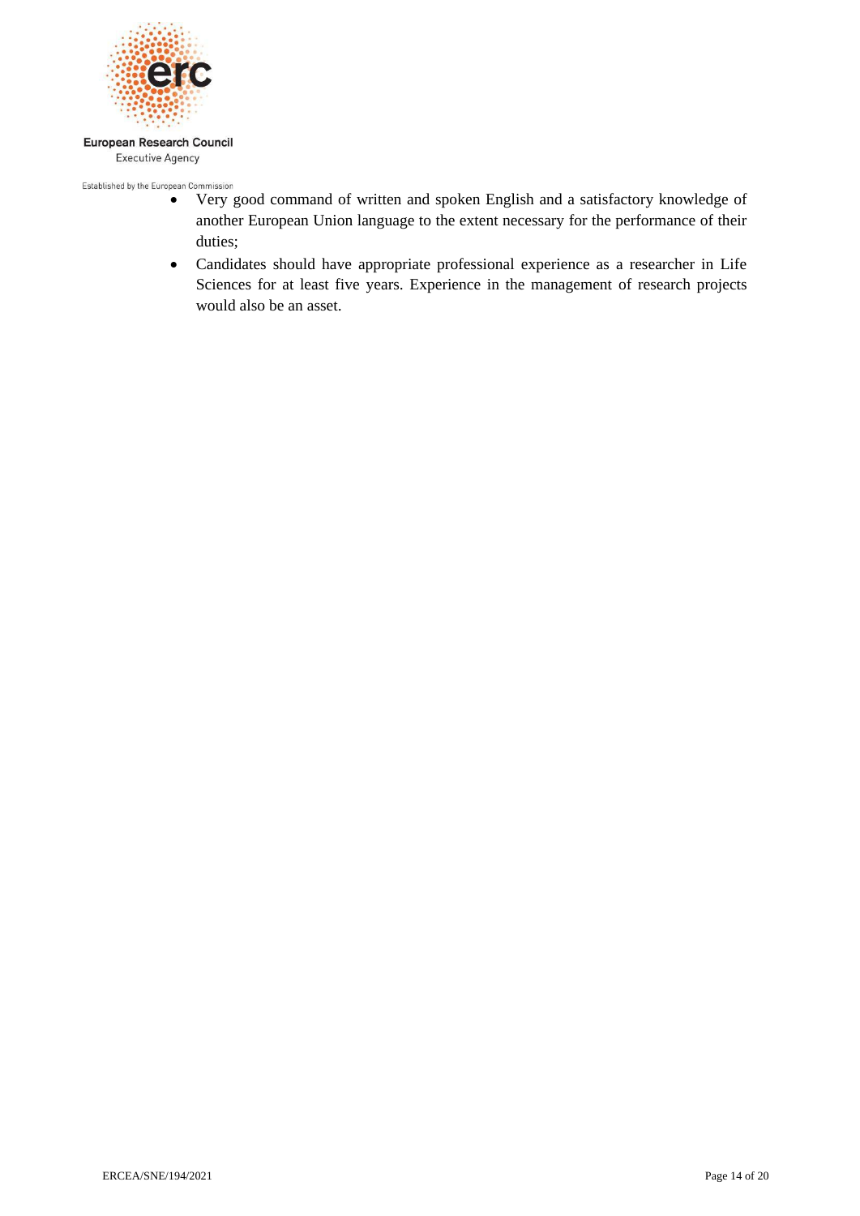- Very good command of written and spoken English and a satisfactory knowledge of another European Union language to the extent necessary for the performance of their duties;
- Candidates should have appropriate professional experience as a researcher in Life Sciences for at least five years. Experience in the management of research projects would also be an asset.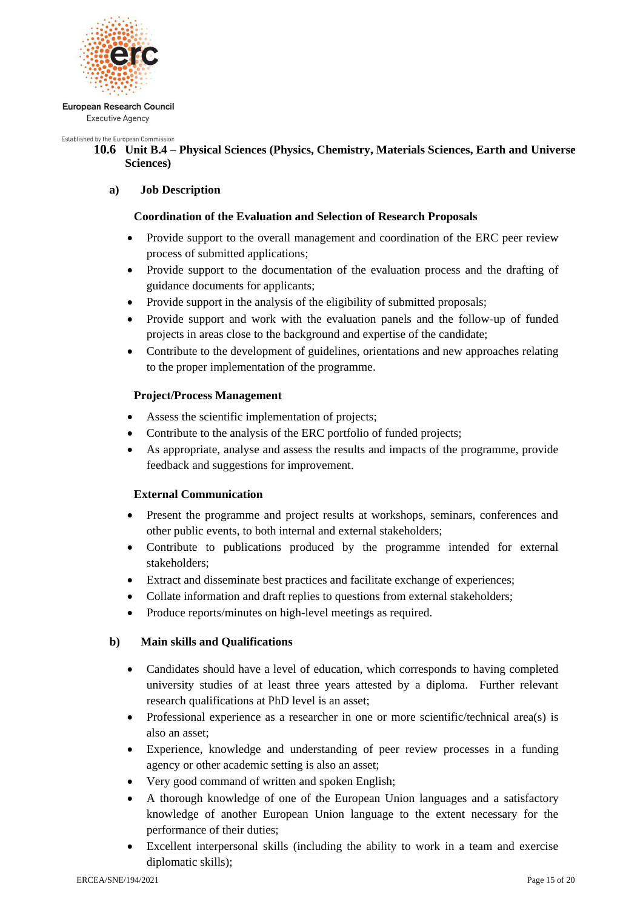European Research Council
Executive Agency

Established by the European Commission

### 10.6 Unit B.4 – Physical Sciences (Physics, Chemistry, Materials Sciences, Earth and Universe Sciences)

#### a) Job Description

**Coordination of the Evaluation and Selection of Research Proposals**

- Provide support to the overall management and coordination of the ERC peer review process of submitted applications;
- Provide support to the documentation of the evaluation process and the drafting of guidance documents for applicants;
- Provide support in the analysis of the eligibility of submitted proposals;
- Provide support and work with the evaluation panels and the follow-up of funded projects in areas close to the background and expertise of the candidate;
- Contribute to the development of guidelines, orientations and new approaches relating to the proper implementation of the programme.

**Project/Process Management**

- Assess the scientific implementation of projects;
- Contribute to the analysis of the ERC portfolio of funded projects;
- As appropriate, analyse and assess the results and impacts of the programme, provide feedback and suggestions for improvement.

**External Communication**

- Present the programme and project results at workshops, seminars, conferences and other public events, to both internal and external stakeholders;
- Contribute to publications produced by the programme intended for external stakeholders;
- Extract and disseminate best practices and facilitate exchange of experiences;
- Collate information and draft replies to questions from external stakeholders;
- Produce reports/minutes on high-level meetings as required.

#### b) Main skills and Qualifications

- Candidates should have a level of education, which corresponds to having completed university studies of at least three years attested by a diploma. Further relevant research qualifications at PhD level is an asset;
- Professional experience as a researcher in one or more scientific/technical area(s) is also an asset;
- Experience, knowledge and understanding of peer review processes in a funding agency or other academic setting is also an asset;
- Very good command of written and spoken English;
- A thorough knowledge of one of the European Union languages and a satisfactory knowledge of another European Union language to the extent necessary for the performance of their duties;
- Excellent interpersonal skills (including the ability to work in a team and exercise diplomatic skills);

ERCEA/SNE/194/2021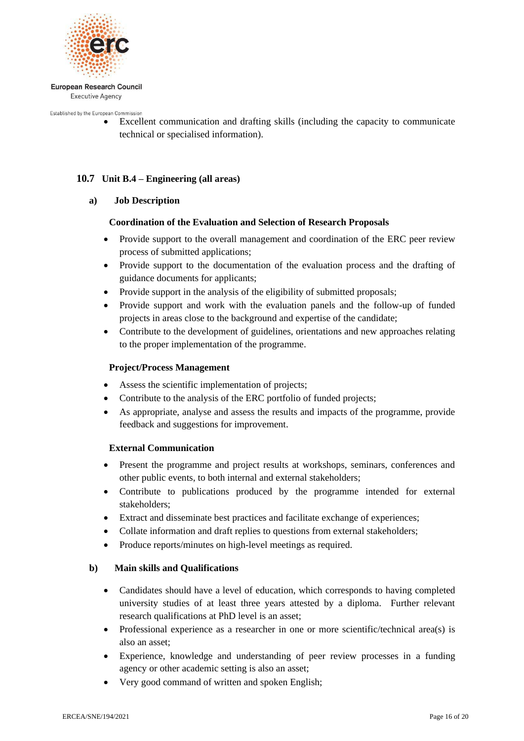- Excellent communication and drafting skills (including the capacity to communicate technical or specialised information).

## 10.7 Unit B.4 – Engineering (all areas)

### a) Job Description

**Coordination of the Evaluation and Selection of Research Proposals**

- Provide support to the overall management and coordination of the ERC peer review process of submitted applications;
- Provide support to the documentation of the evaluation process and the drafting of guidance documents for applicants;
- Provide support in the analysis of the eligibility of submitted proposals;
- Provide support and work with the evaluation panels and the follow-up of funded projects in areas close to the background and expertise of the candidate;
- Contribute to the development of guidelines, orientations and new approaches relating to the proper implementation of the programme.

**Project/Process Management**

- Assess the scientific implementation of projects;
- Contribute to the analysis of the ERC portfolio of funded projects;
- As appropriate, analyse and assess the results and impacts of the programme, provide feedback and suggestions for improvement.

**External Communication**

- Present the programme and project results at workshops, seminars, conferences and other public events, to both internal and external stakeholders;
- Contribute to publications produced by the programme intended for external stakeholders;
- Extract and disseminate best practices and facilitate exchange of experiences;
- Collate information and draft replies to questions from external stakeholders;
- Produce reports/minutes on high-level meetings as required.

### b) Main skills and Qualifications

- Candidates should have a level of education, which corresponds to having completed university studies of at least three years attested by a diploma. Further relevant research qualifications at PhD level is an asset;
- Professional experience as a researcher in one or more scientific/technical area(s) is also an asset;
- Experience, knowledge and understanding of peer review processes in a funding agency or other academic setting is also an asset;
- Very good command of written and spoken English;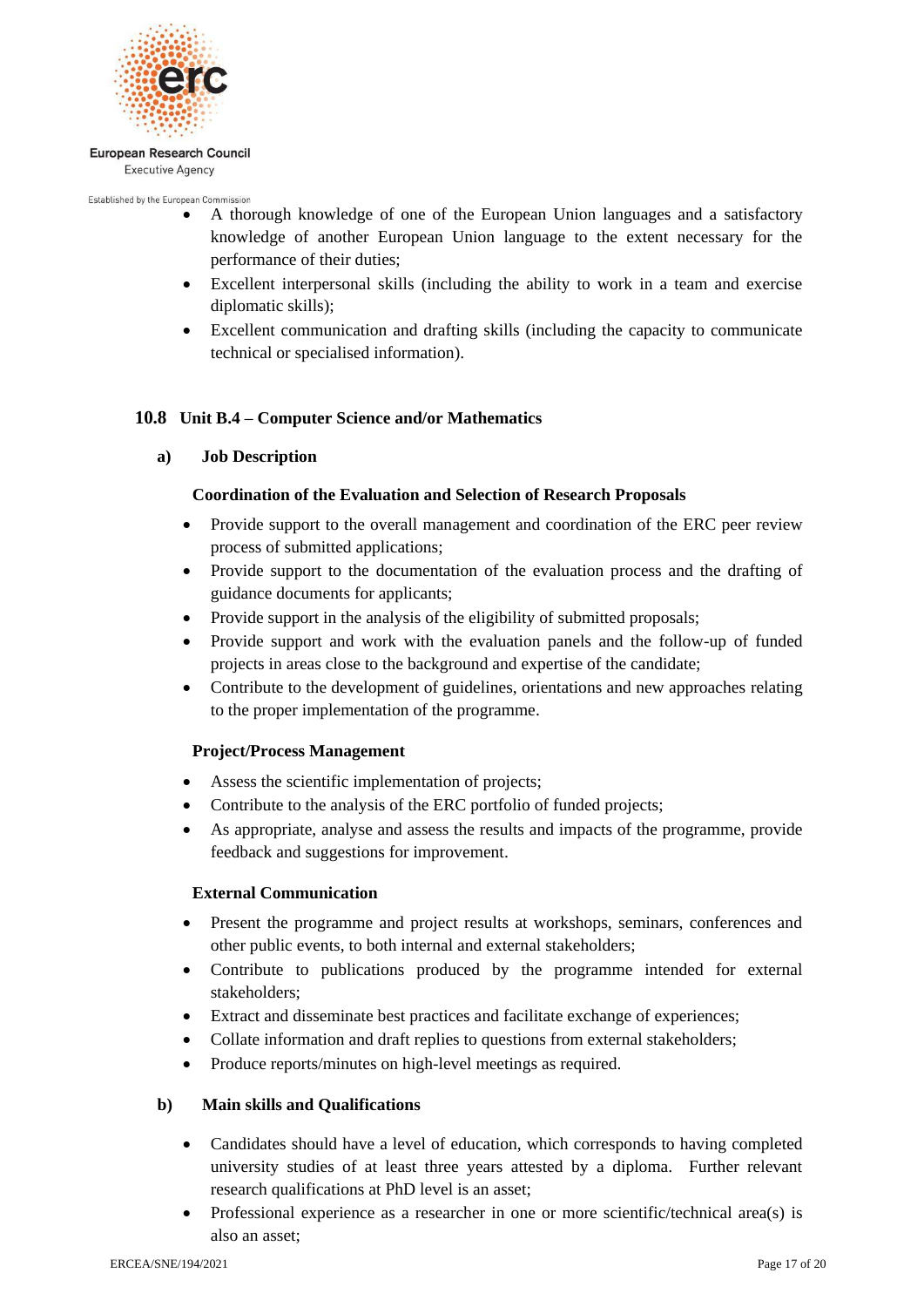- A thorough knowledge of one of the European Union languages and a satisfactory knowledge of another European Union language to the extent necessary for the performance of their duties;
- Excellent interpersonal skills (including the ability to work in a team and exercise diplomatic skills);
- Excellent communication and drafting skills (including the capacity to communicate technical or specialised information).

## 10.8 Unit B.4 – Computer Science and/or Mathematics

### a) Job Description

**Coordination of the Evaluation and Selection of Research Proposals**

- Provide support to the overall management and coordination of the ERC peer review process of submitted applications;
- Provide support to the documentation of the evaluation process and the drafting of guidance documents for applicants;
- Provide support in the analysis of the eligibility of submitted proposals;
- Provide support and work with the evaluation panels and the follow-up of funded projects in areas close to the background and expertise of the candidate;
- Contribute to the development of guidelines, orientations and new approaches relating to the proper implementation of the programme.

**Project/Process Management**

- Assess the scientific implementation of projects;
- Contribute to the analysis of the ERC portfolio of funded projects;
- As appropriate, analyse and assess the results and impacts of the programme, provide feedback and suggestions for improvement.

**External Communication**

- Present the programme and project results at workshops, seminars, conferences and other public events, to both internal and external stakeholders;
- Contribute to publications produced by the programme intended for external stakeholders;
- Extract and disseminate best practices and facilitate exchange of experiences;
- Collate information and draft replies to questions from external stakeholders;
- Produce reports/minutes on high-level meetings as required.

### b) Main skills and Qualifications

- Candidates should have a level of education, which corresponds to having completed university studies of at least three years attested by a diploma. Further relevant research qualifications at PhD level is an asset;
- Professional experience as a researcher in one or more scientific/technical area(s) is also an asset;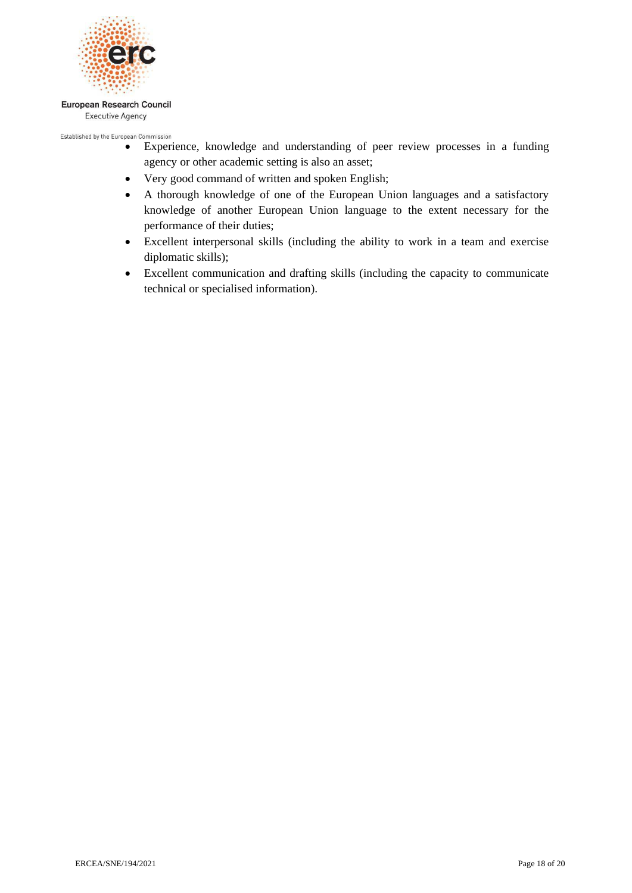- Experience, knowledge and understanding of peer review processes in a funding agency or other academic setting is also an asset;
- Very good command of written and spoken English;
- A thorough knowledge of one of the European Union languages and a satisfactory knowledge of another European Union language to the extent necessary for the performance of their duties;
- Excellent interpersonal skills (including the ability to work in a team and exercise diplomatic skills);
- Excellent communication and drafting skills (including the capacity to communicate technical or specialised information).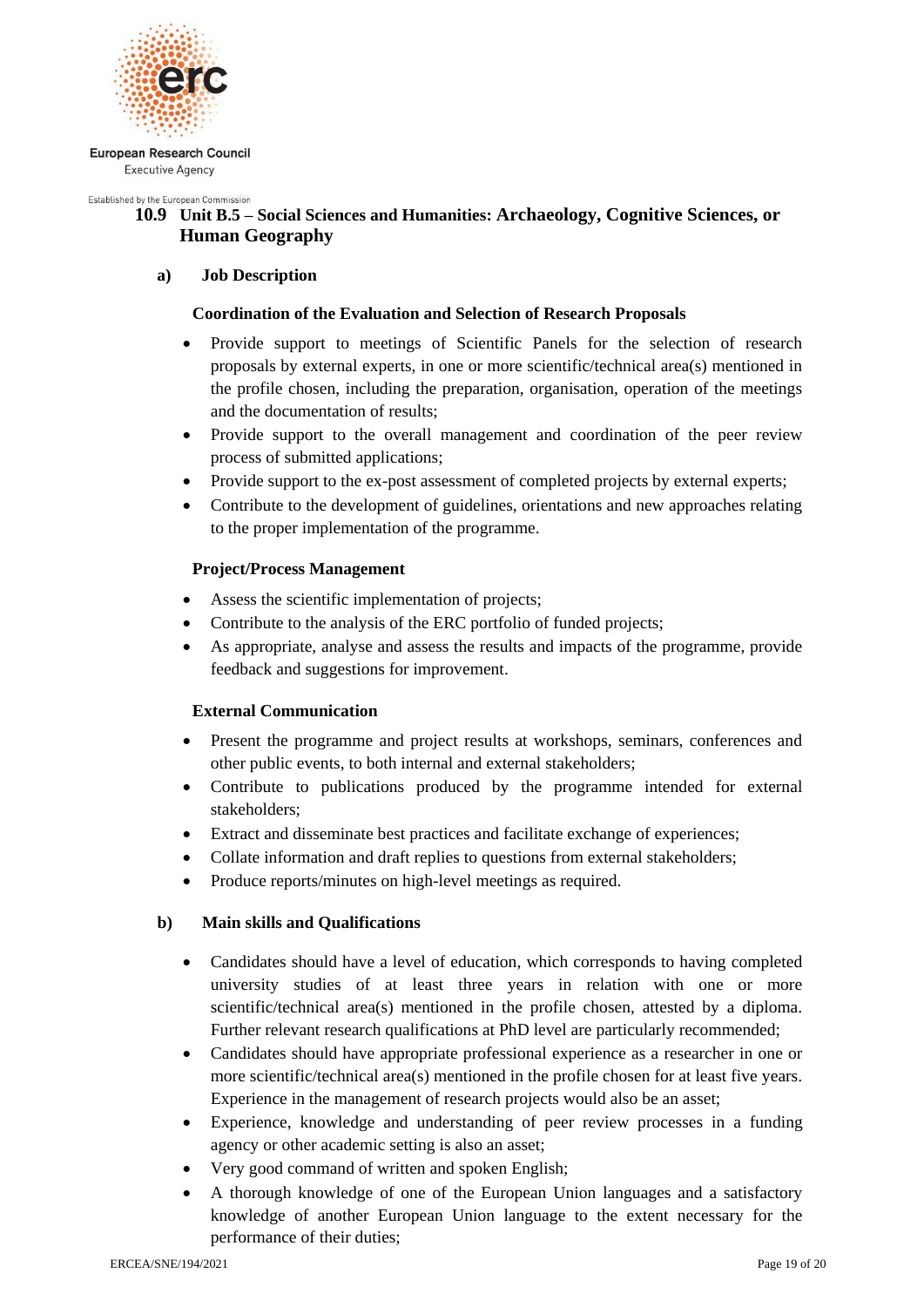### 10.9 Unit B.5 – Social Sciences and Humanities: Archaeology, Cognitive Sciences, or Human Geography

#### a) Job Description

**Coordination of the Evaluation and Selection of Research Proposals**

- Provide support to meetings of Scientific Panels for the selection of research proposals by external experts, in one or more scientific/technical area(s) mentioned in the profile chosen, including the preparation, organisation, operation of the meetings and the documentation of results;
- Provide support to the overall management and coordination of the peer review process of submitted applications;
- Provide support to the ex-post assessment of completed projects by external experts;
- Contribute to the development of guidelines, orientations and new approaches relating to the proper implementation of the programme.

**Project/Process Management**

- Assess the scientific implementation of projects;
- Contribute to the analysis of the ERC portfolio of funded projects;
- As appropriate, analyse and assess the results and impacts of the programme, provide feedback and suggestions for improvement.

**External Communication**

- Present the programme and project results at workshops, seminars, conferences and other public events, to both internal and external stakeholders;
- Contribute to publications produced by the programme intended for external stakeholders;
- Extract and disseminate best practices and facilitate exchange of experiences;
- Collate information and draft replies to questions from external stakeholders;
- Produce reports/minutes on high-level meetings as required.

#### b) Main skills and Qualifications

- Candidates should have a level of education, which corresponds to having completed university studies of at least three years in relation with one or more scientific/technical area(s) mentioned in the profile chosen, attested by a diploma. Further relevant research qualifications at PhD level are particularly recommended;
- Candidates should have appropriate professional experience as a researcher in one or more scientific/technical area(s) mentioned in the profile chosen for at least five years. Experience in the management of research projects would also be an asset;
- Experience, knowledge and understanding of peer review processes in a funding agency or other academic setting is also an asset;
- Very good command of written and spoken English;
- A thorough knowledge of one of the European Union languages and a satisfactory knowledge of another European Union language to the extent necessary for the performance of their duties;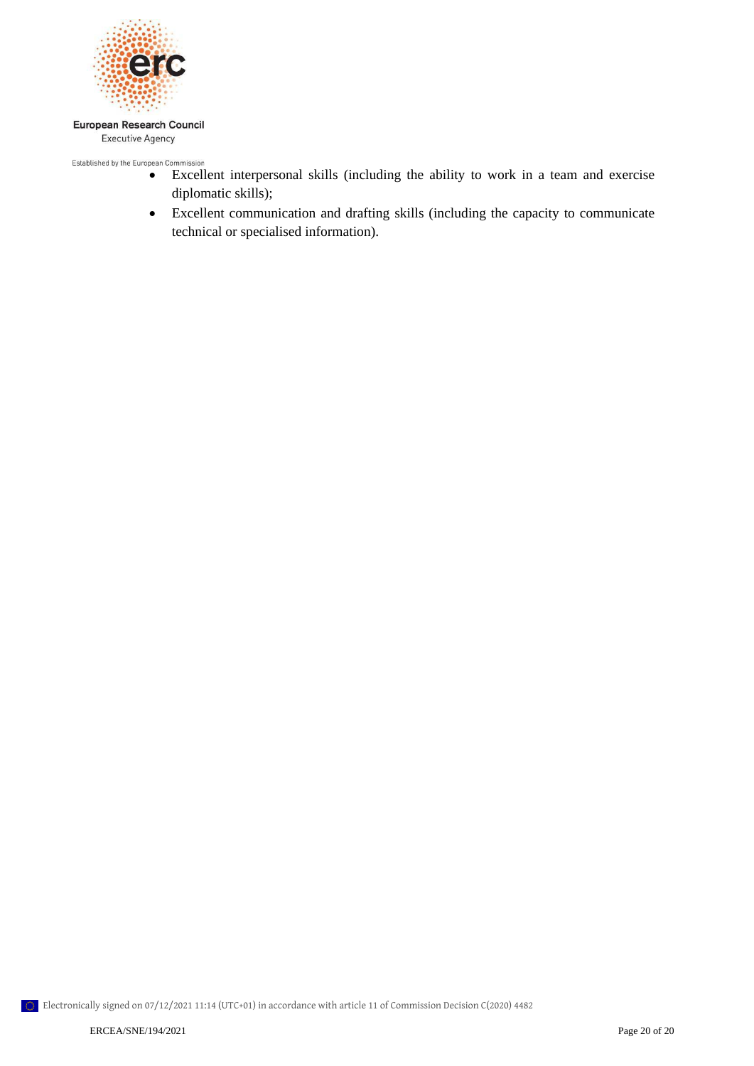- Excellent interpersonal skills (including the ability to work in a team and exercise diplomatic skills);
- Excellent communication and drafting skills (including the capacity to communicate technical or specialised information).

Electronically signed on 07/12/2021 11:14 (UTC+01) in accordance with article 11 of Commission Decision C(2020) 4482